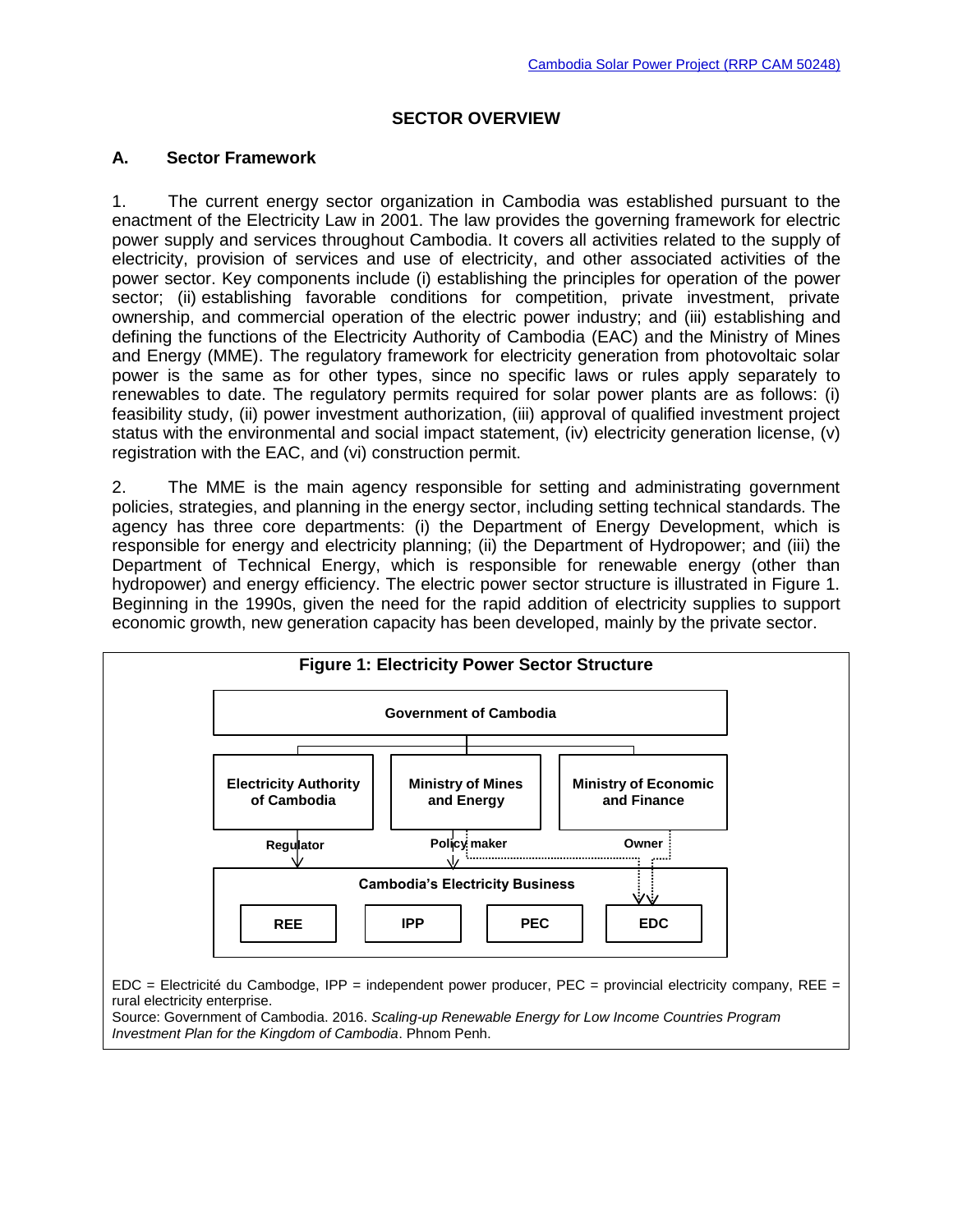## SECTOR OVERVIEW

### A. Sector Framework

1. The current energy sector organization in Cambodia was established pursuant to the enactment of the Electricity Law in 2001. The law provides the governing framework for electric power supply and services throughout Cambodia. It covers all activities related to the supply of electricity, provision of services and use of electricity, and other associated activities of the power sector. Key components include (i) establishing the principles for operation of the power sector; (ii) establishing favorable conditions for competition, private investment, private ownership, and commercial operation of the electric power industry; and (iii) establishing and defining the functions of the Electricity Authority of Cambodia (EAC) and the Ministry of Mines and Energy (MME). The regulatory framework for electricity generation from photovoltaic solar power is the same as for other types, since no specific laws or rules apply separately to renewables to date. The regulatory permits required for solar power plants are as follows: (i) feasibility study, (ii) power investment authorization, (iii) approval of qualified investment project status with the environmental and social impact statement, (iv) electricity generation license, (v) registration with the EAC, and (vi) construction permit.

2. The MME is the main agency responsible for setting and administrating government policies, strategies, and planning in the energy sector, including setting technical standards. The agency has three core departments: (i) the Department of Energy Development, which is responsible for energy and electricity planning; (ii) the Department of Hydropower; and (iii) the Department of Technical Energy, which is responsible for renewable energy (other than hydropower) and energy efficiency. The electric power sector structure is illustrated in Figure 1. Beginning in the 1990s, given the need for the rapid addition of electricity supplies to support economic growth, new generation capacity has been developed, mainly by the private sector.

**Figure 1: Electricity Power Sector Structure**

- **Government of Cambodia**
  - **Electricity Authority of Cambodia** — Regulator → Cambodia's Electricity Business
  - **Ministry of Mines and Energy** — Policy maker → Cambodia's Electricity Business; → EDC
  - **Ministry of Economic and Finance** — Owner → EDC
- **Cambodia's Electricity Business**: **REE**, **IPP**, **PEC**, **EDC**

EDC = Electricité du Cambodge, IPP = independent power producer, PEC = provincial electricity company, REE = rural electricity enterprise.

Source: Government of Cambodia. 2016. *Scaling-up Renewable Energy for Low Income Countries Program Investment Plan for the Kingdom of Cambodia*. Phnom Penh.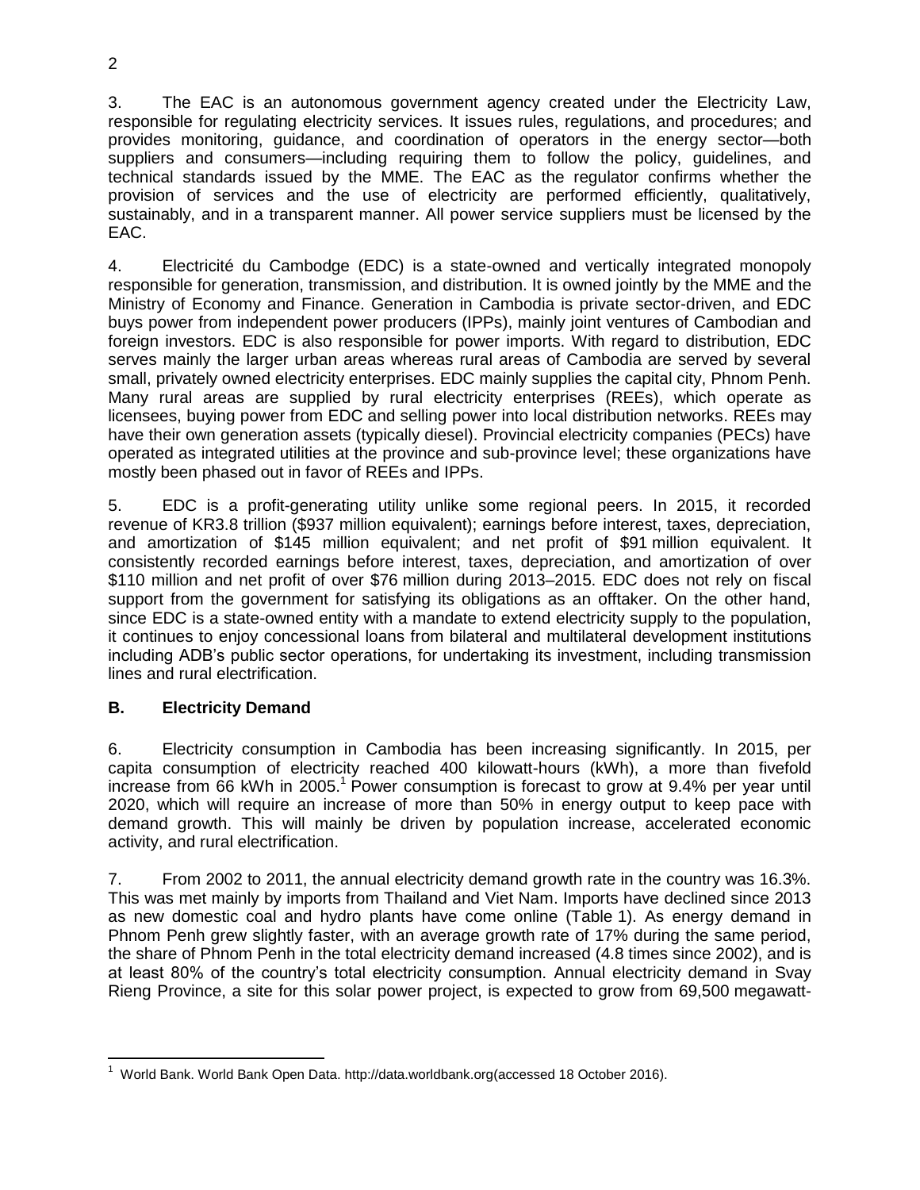3. The EAC is an autonomous government agency created under the Electricity Law, responsible for regulating electricity services. It issues rules, regulations, and procedures; and provides monitoring, guidance, and coordination of operators in the energy sector—both suppliers and consumers—including requiring them to follow the policy, guidelines, and technical standards issued by the MME. The EAC as the regulator confirms whether the provision of services and the use of electricity are performed efficiently, qualitatively, sustainably, and in a transparent manner. All power service suppliers must be licensed by the EAC.

4. Electricité du Cambodge (EDC) is a state-owned and vertically integrated monopoly responsible for generation, transmission, and distribution. It is owned jointly by the MME and the Ministry of Economy and Finance. Generation in Cambodia is private sector-driven, and EDC buys power from independent power producers (IPPs), mainly joint ventures of Cambodian and foreign investors. EDC is also responsible for power imports. With regard to distribution, EDC serves mainly the larger urban areas whereas rural areas of Cambodia are served by several small, privately owned electricity enterprises. EDC mainly supplies the capital city, Phnom Penh. Many rural areas are supplied by rural electricity enterprises (REEs), which operate as licensees, buying power from EDC and selling power into local distribution networks. REEs may have their own generation assets (typically diesel). Provincial electricity companies (PECs) have operated as integrated utilities at the province and sub-province level; these organizations have mostly been phased out in favor of REEs and IPPs.

5. EDC is a profit-generating utility unlike some regional peers. In 2015, it recorded revenue of KR3.8 trillion ($937 million equivalent); earnings before interest, taxes, depreciation, and amortization of $145 million equivalent; and net profit of $91 million equivalent. It consistently recorded earnings before interest, taxes, depreciation, and amortization of over $110 million and net profit of over $76 million during 2013–2015. EDC does not rely on fiscal support from the government for satisfying its obligations as an offtaker. On the other hand, since EDC is a state-owned entity with a mandate to extend electricity supply to the population, it continues to enjoy concessional loans from bilateral and multilateral development institutions including ADB's public sector operations, for undertaking its investment, including transmission lines and rural electrification.

## B. Electricity Demand

6. Electricity consumption in Cambodia has been increasing significantly. In 2015, per capita consumption of electricity reached 400 kilowatt-hours (kWh), a more than fivefold increase from 66 kWh in 2005.[1] Power consumption is forecast to grow at 9.4% per year until 2020, which will require an increase of more than 50% in energy output to keep pace with demand growth. This will mainly be driven by population increase, accelerated economic activity, and rural electrification.

7. From 2002 to 2011, the annual electricity demand growth rate in the country was 16.3%. This was met mainly by imports from Thailand and Viet Nam. Imports have declined since 2013 as new domestic coal and hydro plants have come online (Table 1). As energy demand in Phnom Penh grew slightly faster, with an average growth rate of 17% during the same period, the share of Phnom Penh in the total electricity demand increased (4.8 times since 2002), and is at least 80% of the country's total electricity consumption. Annual electricity demand in Svay Rieng Province, a site for this solar power project, is expected to grow from 69,500 megawatt-

---

[1] World Bank. World Bank Open Data. http://data.worldbank.org(accessed 18 October 2016).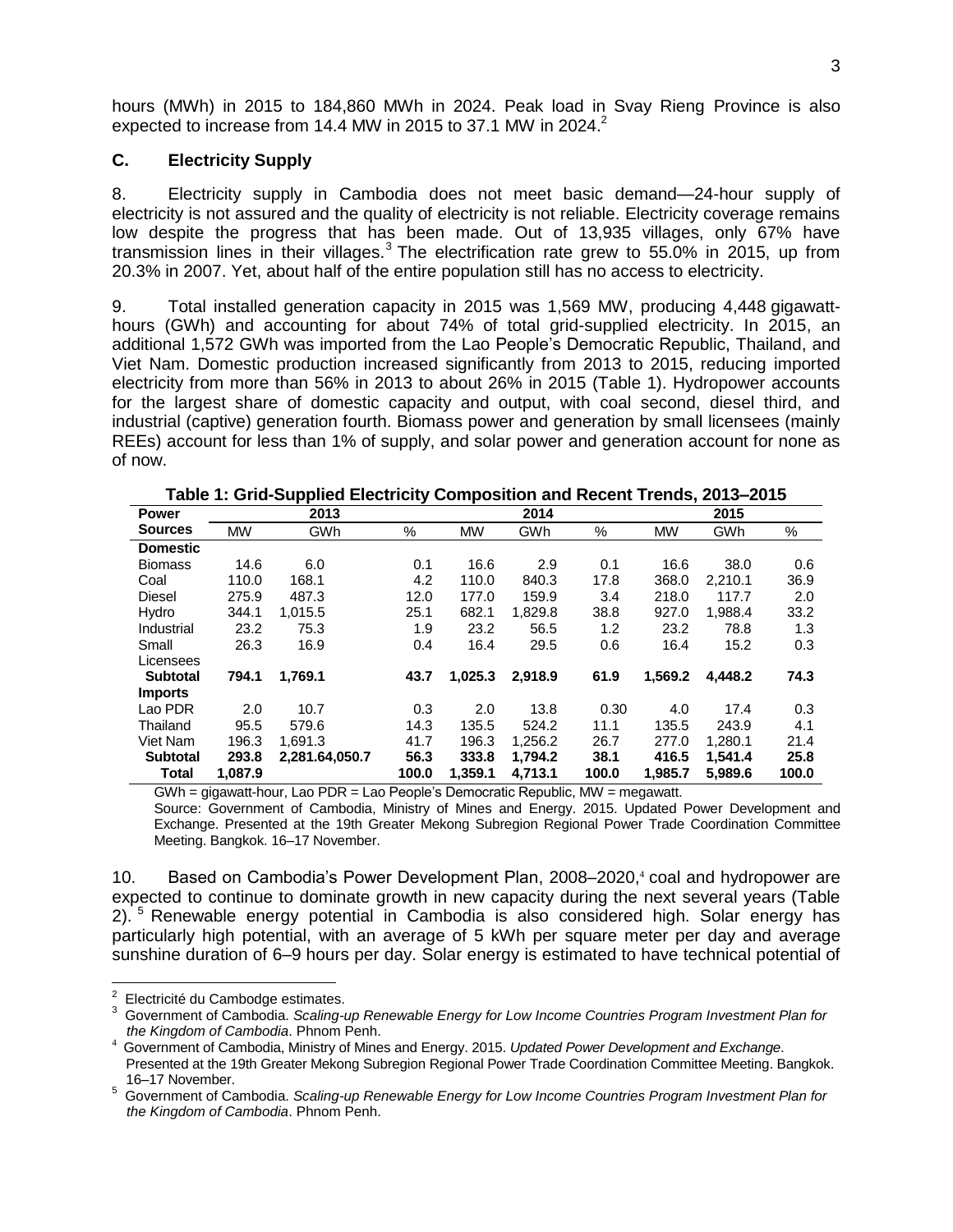hours (MWh) in 2015 to 184,860 MWh in 2024. Peak load in Svay Rieng Province is also expected to increase from 14.4 MW in 2015 to 37.1 MW in 2024.[2]

### C. Electricity Supply

8. Electricity supply in Cambodia does not meet basic demand—24-hour supply of electricity is not assured and the quality of electricity is not reliable. Electricity coverage remains low despite the progress that has been made. Out of 13,935 villages, only 67% have transmission lines in their villages.[3] The electrification rate grew to 55.0% in 2015, up from 20.3% in 2007. Yet, about half of the entire population still has no access to electricity.

9. Total installed generation capacity in 2015 was 1,569 MW, producing 4,448 gigawatt-hours (GWh) and accounting for about 74% of total grid-supplied electricity. In 2015, an additional 1,572 GWh was imported from the Lao People's Democratic Republic, Thailand, and Viet Nam. Domestic production increased significantly from 2013 to 2015, reducing imported electricity from more than 56% in 2013 to about 26% in 2015 (Table 1). Hydropower accounts for the largest share of domestic capacity and output, with coal second, diesel third, and industrial (captive) generation fourth. Biomass power and generation by small licensees (mainly REEs) account for less than 1% of supply, and solar power and generation account for none as of now.

**Table 1: Grid-Supplied Electricity Composition and Recent Trends, 2013–2015**

| Power Sources | 2013 | | | 2014 | | | 2015 | | |
|---|---|---|---|---|---|---|---|---|---|
| | MW | GWh | % | MW | GWh | % | MW | GWh | % |
| **Domestic** | | | | | | | | | |
| Biomass | 14.6 | 6.0 | 0.1 | 16.6 | 2.9 | 0.1 | 16.6 | 38.0 | 0.6 |
| Coal | 110.0 | 168.1 | 4.2 | 110.0 | 840.3 | 17.8 | 368.0 | 2,210.1 | 36.9 |
| Diesel | 275.9 | 487.3 | 12.0 | 177.0 | 159.9 | 3.4 | 218.0 | 117.7 | 2.0 |
| Hydro | 344.1 | 1,015.5 | 25.1 | 682.1 | 1,829.8 | 38.8 | 927.0 | 1,988.4 | 33.2 |
| Industrial | 23.2 | 75.3 | 1.9 | 23.2 | 56.5 | 1.2 | 23.2 | 78.8 | 1.3 |
| Small Licensees | 26.3 | 16.9 | 0.4 | 16.4 | 29.5 | 0.6 | 16.4 | 15.2 | 0.3 |
| **Subtotal** | **794.1** | **1,769.1** | **43.7** | **1,025.3** | **2,918.9** | **61.9** | **1,569.2** | **4,448.2** | **74.3** |
| **Imports** | | | | | | | | | |
| Lao PDR | 2.0 | 10.7 | 0.3 | 2.0 | 13.8 | 0.30 | 4.0 | 17.4 | 0.3 |
| Thailand | 95.5 | 579.6 | 14.3 | 135.5 | 524.2 | 11.1 | 135.5 | 243.9 | 4.1 |
| Viet Nam | 196.3 | 1,691.3 | 41.7 | 196.3 | 1,256.2 | 26.7 | 277.0 | 1,280.1 | 21.4 |
| **Subtotal** | **293.8** | **2,281.64,050.7** | **56.3** | **333.8** | **1,794.2** | **38.1** | **416.5** | **1,541.4** | **25.8** |
| **Total** | **1,087.9** | | **100.0** | **1,359.1** | **4,713.1** | **100.0** | **1,985.7** | **5,989.6** | **100.0** |

GWh = gigawatt-hour, Lao PDR = Lao People's Democratic Republic, MW = megawatt.
Source: Government of Cambodia, Ministry of Mines and Energy. 2015. Updated Power Development and Exchange. Presented at the 19th Greater Mekong Subregion Regional Power Trade Coordination Committee Meeting. Bangkok. 16–17 November.

10. Based on Cambodia's Power Development Plan, 2008–2020,[4] coal and hydropower are expected to continue to dominate growth in new capacity during the next several years (Table 2).[5] Renewable energy potential in Cambodia is also considered high. Solar energy has particularly high potential, with an average of 5 kWh per square meter per day and average sunshine duration of 6–9 hours per day. Solar energy is estimated to have technical potential of

---

[2] Electricité du Cambodge estimates.

[3] Government of Cambodia. *Scaling-up Renewable Energy for Low Income Countries Program Investment Plan for the Kingdom of Cambodia*. Phnom Penh.

[4] Government of Cambodia, Ministry of Mines and Energy. 2015. *Updated Power Development and Exchange*. Presented at the 19th Greater Mekong Subregion Regional Power Trade Coordination Committee Meeting. Bangkok. 16–17 November.

[5] Government of Cambodia. *Scaling-up Renewable Energy for Low Income Countries Program Investment Plan for the Kingdom of Cambodia*. Phnom Penh.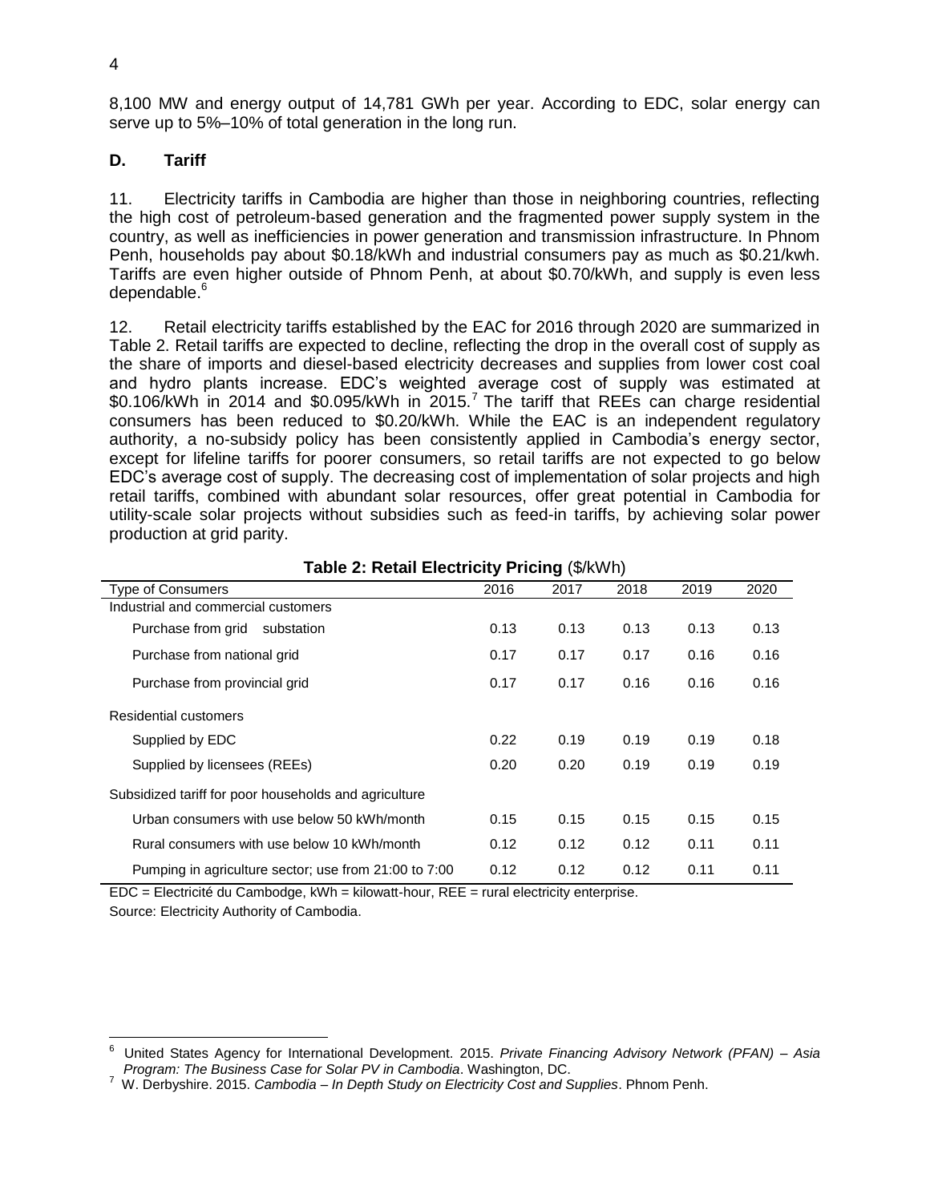8,100 MW and energy output of 14,781 GWh per year. According to EDC, solar energy can serve up to 5%–10% of total generation in the long run.

### D. Tariff

11. Electricity tariffs in Cambodia are higher than those in neighboring countries, reflecting the high cost of petroleum-based generation and the fragmented power supply system in the country, as well as inefficiencies in power generation and transmission infrastructure. In Phnom Penh, households pay about \$0.18/kWh and industrial consumers pay as much as \$0.21/kwh. Tariffs are even higher outside of Phnom Penh, at about \$0.70/kWh, and supply is even less dependable.[6]

12. Retail electricity tariffs established by the EAC for 2016 through 2020 are summarized in Table 2. Retail tariffs are expected to decline, reflecting the drop in the overall cost of supply as the share of imports and diesel-based electricity decreases and supplies from lower cost coal and hydro plants increase. EDC's weighted average cost of supply was estimated at \$0.106/kWh in 2014 and \$0.095/kWh in 2015.[7] The tariff that REEs can charge residential consumers has been reduced to \$0.20/kWh. While the EAC is an independent regulatory authority, a no-subsidy policy has been consistently applied in Cambodia's energy sector, except for lifeline tariffs for poorer consumers, so retail tariffs are not expected to go below EDC's average cost of supply. The decreasing cost of implementation of solar projects and high retail tariffs, combined with abundant solar resources, offer great potential in Cambodia for utility-scale solar projects without subsidies such as feed-in tariffs, by achieving solar power production at grid parity.

**Table 2: Retail Electricity Pricing** (\$/kWh)

| Type of Consumers | 2016 | 2017 | 2018 | 2019 | 2020 |
|---|---|---|---|---|---|
| Industrial and commercial customers | | | | | |
| Purchase from grid substation | 0.13 | 0.13 | 0.13 | 0.13 | 0.13 |
| Purchase from national grid | 0.17 | 0.17 | 0.17 | 0.16 | 0.16 |
| Purchase from provincial grid | 0.17 | 0.17 | 0.16 | 0.16 | 0.16 |
| Residential customers | | | | | |
| Supplied by EDC | 0.22 | 0.19 | 0.19 | 0.19 | 0.18 |
| Supplied by licensees (REEs) | 0.20 | 0.20 | 0.19 | 0.19 | 0.19 |
| Subsidized tariff for poor households and agriculture | | | | | |
| Urban consumers with use below 50 kWh/month | 0.15 | 0.15 | 0.15 | 0.15 | 0.15 |
| Rural consumers with use below 10 kWh/month | 0.12 | 0.12 | 0.12 | 0.11 | 0.11 |
| Pumping in agriculture sector; use from 21:00 to 7:00 | 0.12 | 0.12 | 0.12 | 0.11 | 0.11 |

EDC = Electricité du Cambodge, kWh = kilowatt-hour, REE = rural electricity enterprise.

Source: Electricity Authority of Cambodia.

[6] United States Agency for International Development. 2015. *Private Financing Advisory Network (PFAN) – Asia Program: The Business Case for Solar PV in Cambodia*. Washington, DC.

[7] W. Derbyshire. 2015. *Cambodia – In Depth Study on Electricity Cost and Supplies*. Phnom Penh.